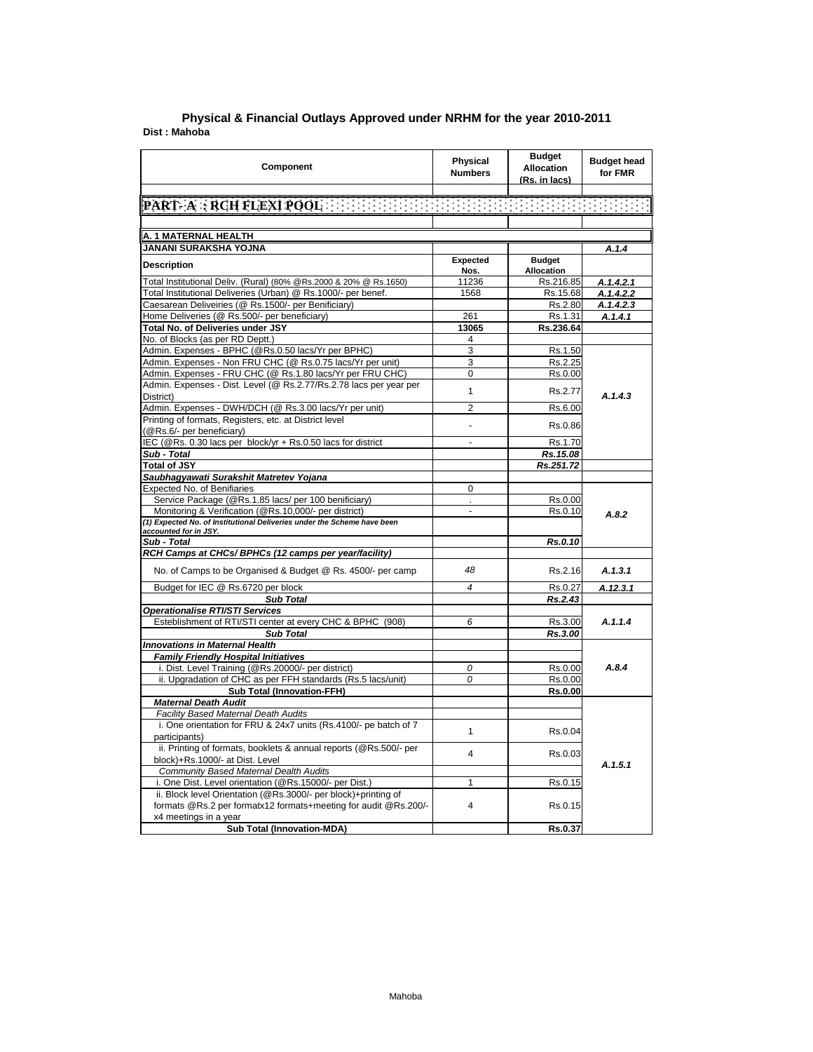# Physical & Financial Outlays Approved under NRHM for the year 2010-2011

**Dist : Mahoba**

| Component | Physical Numbers | Budget Allocation (Rs. in lacs) | Budget head for FMR |
|---|---|---|---|
| **PART- A : RCH FLEXI POOL** | | | |
| **A. 1 MATERNAL HEALTH** | | | |
| **JANANI SURAKSHA YOJNA** | | | *A.1.4* |
| **Description** | **Expected Nos.** | **Budget Allocation** | |
| Total Institutional Deliv. (Rural) (80% @Rs.2000 & 20% @ Rs.1650) | 11236 | Rs.216.85 | *A.1.4.2.1* |
| Total Institutional Deliveries (Urban) @ Rs.1000/- per benef. | 1568 | Rs.15.68 | *A.1.4.2.2* |
| Caesarean Deliveiries (@ Rs.1500/- per Benificiary) | | Rs.2.80 | *A.1.4.2.3* |
| Home Deliveries (@ Rs.500/- per beneficiary) | 261 | Rs.1.31 | *A.1.4.1* |
| **Total No. of Deliveries under JSY** | **13065** | **Rs.236.64** | |
| No. of Blocks (as per RD Deptt.) | 4 | | |
| Admin. Expenses - BPHC (@Rs.0.50 lacs/Yr per BPHC) | 3 | Rs.1.50 | *A.1.4.3* |
| Admin. Expenses - Non FRU CHC (@ Rs.0.75 lacs/Yr per unit) | 3 | Rs.2.25 | |
| Admin. Expenses - FRU CHC (@ Rs.1.80 lacs/Yr per FRU CHC) | 0 | Rs.0.00 | |
| Admin. Expenses - Dist. Level (@ Rs.2.77/Rs.2.78 lacs per year per District) | 1 | Rs.2.77 | |
| Admin. Expenses - DWH/DCH (@ Rs.3.00 lacs/Yr per unit) | 2 | Rs.6.00 | |
| Printing of formats, Registers, etc. at District level (@Rs.6/- per beneficiary) | - | Rs.0.86 | |
| IEC (@Rs. 0.30 lacs per block/yr + Rs.0.50 lacs for district | - | Rs.1.70 | |
| ***Sub - Total*** | | ***Rs.15.08*** | |
| **Total of JSY** | | ***Rs.251.72*** | |
| ***Saubhagyawati Surakshit Matretev Yojana*** | | | |
| Expected No. of Benifiaries | 0 | | *A.8.2* |
| Service Package (@Rs.1.85 lacs/ per 100 benificiary) | . | Rs.0.00 | |
| Monitoring & Verification (@Rs.10,000/- per district) | - | Rs.0.10 | |
| ***(1) Expected No. of Institutional Deliveries under the Scheme have been accounted for in JSY.*** | | | |
| ***Sub - Total*** | | ***Rs.0.10*** | |
| ***RCH Camps at CHCs/ BPHCs (12 camps per year/facility)*** | | | |
| No. of Camps to be Organised & Budget @ Rs. 4500/- per camp | *48* | Rs.2.16 | *A.1.3.1* |
| Budget for IEC @ Rs.6720 per block | *4* | Rs.0.27 | *A.12.3.1* |
| ***Sub Total*** | | ***Rs.2.43*** | |
| ***Operationalise RTI/STI Services*** | | | |
| Esteblishment of RTI/STI center at every CHC & BPHC (908) | *6* | Rs.3.00 | *A.1.1.4* |
| ***Sub Total*** | | ***Rs.3.00*** | |
| ***Innovations in Maternal Health*** | | | |
| ***Family Friendly Hospital Initiatives*** | | | *A.8.4* |
| i. Dist. Level Training (@Rs.20000/- per district) | *0* | Rs.0.00 | |
| ii. Upgradation of CHC as per FFH standards (Rs.5 lacs/unit) | *0* | Rs.0.00 | |
| **Sub Total (Innovation-FFH)** | | **Rs.0.00** | |
| ***Maternal Death Audit*** | | | |
| *Facility Based Maternal Death Audits* | | | *A.1.5.1* |
| i. One orientation for FRU & 24x7 units (Rs.4100/- pe batch of 7 participants) | 1 | Rs.0.04 | |
| ii. Printing of formats, booklets & annual reports (@Rs.500/- per block)+Rs.1000/- at Dist. Level | 4 | Rs.0.03 | |
| *Community Based Maternal Dealth Audits* | | | |
| i. One Dist. Level orientation (@Rs.15000/- per Dist.) | 1 | Rs.0.15 | |
| ii. Block level Orientation (@Rs.3000/- per block)+printing of formats @Rs.2 per formatx12 formats+meeting for audit @Rs.200/- x4 meetings in a year | 4 | Rs.0.15 | |
| **Sub Total (Innovation-MDA)** | | **Rs.0.37** | |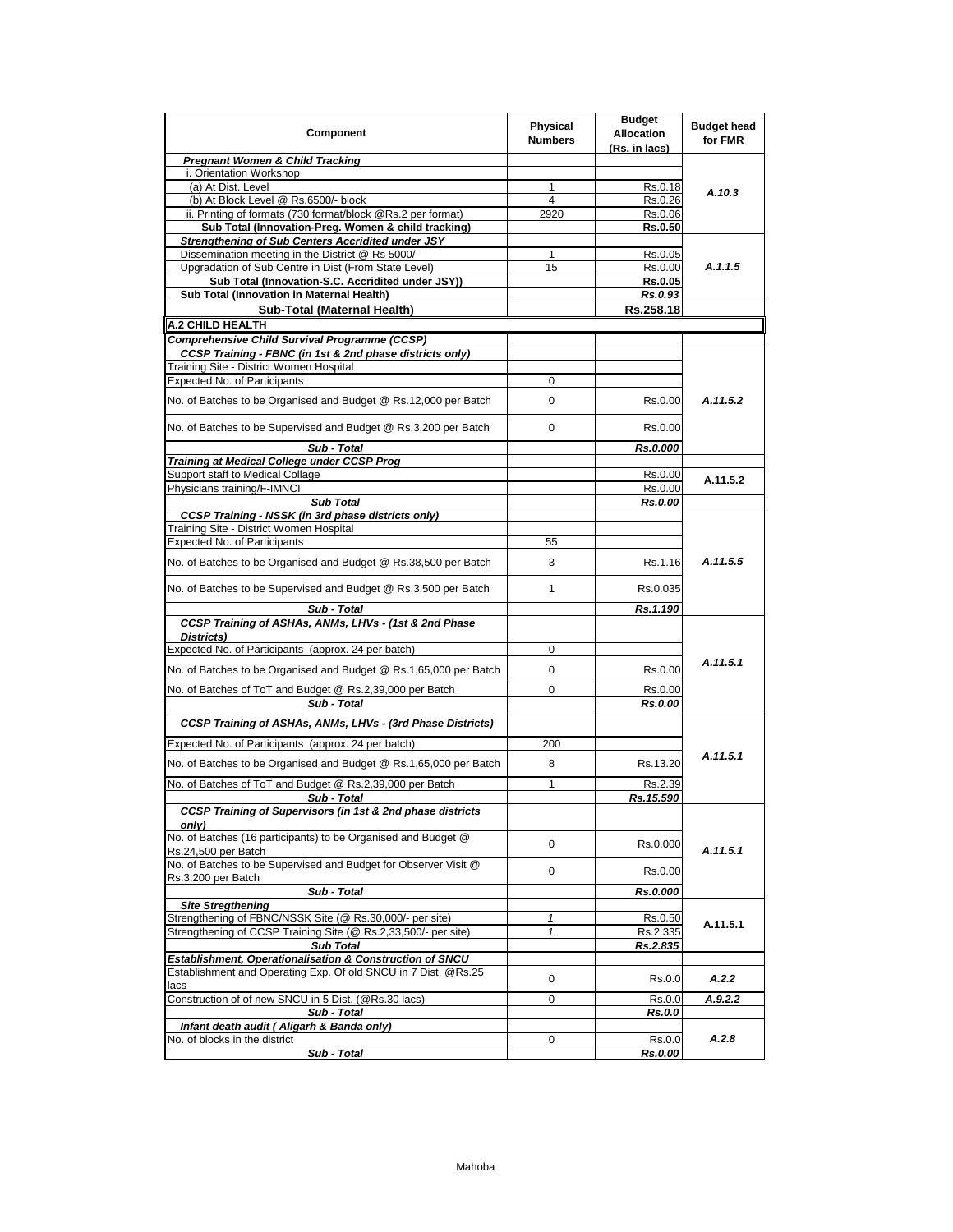| Component | Physical Numbers | Budget Allocation (Rs. in lacs) | Budget head for FMR |
|---|---|---|---|
| ***Pregnant Women & Child Tracking*** | | | |
| i. Orientation Workshop | | | |
| (a) At Dist. Level | 1 | Rs.0.18 | ***A.10.3*** |
| (b) At Block Level @ Rs.6500/- block | 4 | Rs.0.26 | |
| ii. Printing of formats (730 format/block @Rs.2 per format) | 2920 | Rs.0.06 | |
| **Sub Total (Innovation-Preg. Women & child tracking)** | | **Rs.0.50** | |
| ***Strengthening of Sub Centers Accridited under JSY*** | | | |
| Dissemination meeting in the District @ Rs 5000/- | 1 | Rs.0.05 | ***A.1.1.5*** |
| Upgradation of Sub Centre in Dist (From State Level) | 15 | Rs.0.00 | |
| **Sub Total (Innovation-S.C. Accridited under JSY))** | | **Rs.0.05** | |
| **Sub Total (Innovation in Maternal Health)** | | ***Rs.0.93*** | |
| **Sub-Total (Maternal Health)** | | **Rs.258.18** | |
| **A.2 CHILD HEALTH** | | | |
| ***Comprehensive Child Survival Programme (CCSP)*** | | | |
| ***CCSP Training - FBNC (in 1st & 2nd phase districts only)*** | | | |
| Training Site - District Women Hospital | | | |
| Expected No. of Participants | 0 | | |
| No. of Batches to be Organised and Budget @ Rs.12,000 per Batch | 0 | Rs.0.00 | ***A.11.5.2*** |
| No. of Batches to be Supervised and Budget @ Rs.3,200 per Batch | 0 | Rs.0.00 | |
| ***Sub - Total*** | | ***Rs.0.000*** | |
| ***Training at Medical College under CCSP Prog*** | | | |
| Support staff to Medical Collage | | Rs.0.00 | **A.11.5.2** |
| Physicians training/F-IMNCI | | Rs.0.00 | |
| ***Sub Total*** | | ***Rs.0.00*** | |
| ***CCSP Training - NSSK (in 3rd phase districts only)*** | | | |
| Training Site - District Women Hospital | | | |
| Expected No. of Participants | 55 | | |
| No. of Batches to be Organised and Budget @ Rs.38,500 per Batch | 3 | Rs.1.16 | ***A.11.5.5*** |
| No. of Batches to be Supervised and Budget @ Rs.3,500 per Batch | 1 | Rs.0.035 | |
| ***Sub - Total*** | | ***Rs.1.190*** | |
| ***CCSP Training of ASHAs, ANMs, LHVs - (1st & 2nd Phase Districts)*** | | | |
| Expected No. of Participants (approx. 24 per batch) | 0 | | ***A.11.5.1*** |
| No. of Batches to be Organised and Budget @ Rs.1,65,000 per Batch | 0 | Rs.0.00 | |
| No. of Batches of ToT and Budget @ Rs.2,39,000 per Batch | 0 | Rs.0.00 | |
| ***Sub - Total*** | | ***Rs.0.00*** | |
| ***CCSP Training of ASHAs, ANMs, LHVs - (3rd Phase Districts)*** | | | |
| Expected No. of Participants (approx. 24 per batch) | 200 | | ***A.11.5.1*** |
| No. of Batches to be Organised and Budget @ Rs.1,65,000 per Batch | 8 | Rs.13.20 | |
| No. of Batches of ToT and Budget @ Rs.2,39,000 per Batch | 1 | Rs.2.39 | |
| ***Sub - Total*** | | ***Rs.15.590*** | |
| ***CCSP Training of Supervisors (in 1st & 2nd phase districts only)*** | | | |
| No. of Batches (16 participants) to be Organised and Budget @ Rs.24,500 per Batch | 0 | Rs.0.000 | ***A.11.5.1*** |
| No. of Batches to be Supervised and Budget for Observer Visit @ Rs.3,200 per Batch | 0 | Rs.0.00 | |
| ***Sub - Total*** | | ***Rs.0.000*** | |
| ***Site Stregthening*** | | | |
| Strengthening of FBNC/NSSK Site (@ Rs.30,000/- per site) | *1* | Rs.0.50 | **A.11.5.1** |
| Strengthening of CCSP Training Site (@ Rs.2,33,500/- per site) | *1* | Rs.2.335 | |
| ***Sub Total*** | | ***Rs.2.835*** | |
| ***Establishment, Operationalisation & Construction of SNCU*** | | | |
| Establishment and Operating Exp. Of old SNCU in 7 Dist. @Rs.25 lacs | 0 | Rs.0.0 | ***A.2.2*** |
| Construction of of new SNCU in 5 Dist. (@Rs.30 lacs) | 0 | Rs.0.0 | ***A.9.2.2*** |
| ***Sub - Total*** | | ***Rs.0.0*** | |
| ***Infant death audit ( Aligarh & Banda only)*** | | | |
| No. of blocks in the district | 0 | Rs.0.0 | ***A.2.8*** |
| ***Sub - Total*** | | ***Rs.0.00*** | |

Mahoba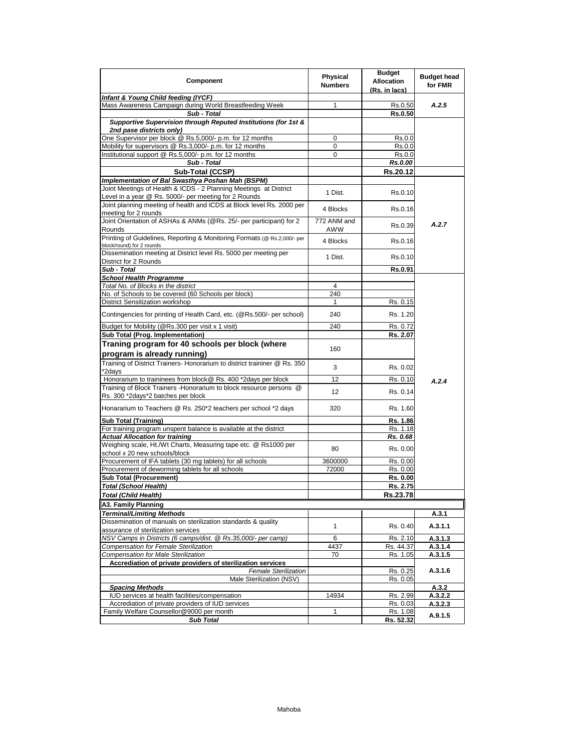| Component | Physical Numbers | Budget Allocation (Rs. in lacs) | Budget head for FMR |
|---|---|---|---|
| ***Infant & Young Child feeding (IYCF)*** | | | |
| Mass Awareness Campaign during World Breastfeeding Week | 1 | Rs.0.50 | *A.2.5* |
| ***Sub - Total*** | | **Rs.0.50** | |
| ***Supportive Supervision through Reputed Institutions (for 1st & 2nd pase districts only)*** | | | |
| One Supervisor per block @ Rs.5,000/- p.m. for 12 months | 0 | Rs.0.0 | |
| Mobility for supervisors @ Rs.3,000/- p.m. for 12 months | 0 | Rs.0.0 | |
| Institutional support @ Rs.5,000/- p.m. for 12 months | 0 | Rs.0.0 | |
| ***Sub - Total*** | | ***Rs.0.00*** | |
| **Sub-Total (CCSP)** | | **Rs.20.12** | |
| ***Implementation of Bal Swasthya Poshan Mah (BSPM)*** | | | |
| Joint Meetings of Health & ICDS - 2 Planning Meetings at District Level in a year @ Rs. 5000/- per meeting for 2 Rounds | 1 Dist. | Rs.0.10 | *A.2.7* |
| Joint planning meeting of health and ICDS at Block level Rs. 2000 per meeting for 2 rounds | 4 Blocks | Rs.0.16 | |
| Joint Orientation of ASHAs & ANMs (@Rs. 25/- per participant) for 2 Rounds | 772 ANM and AWW | Rs.0.39 | |
| Printing of Guidelines, Reporting & Monitoring Formats (@ Rs.2,000/- per block/round) for 2 rounds | 4 Blocks | Rs.0.16 | |
| Dissemination meeting at District level Rs. 5000 per meeting per District for 2 Rounds | 1 Dist. | Rs.0.10 | |
| ***Sub - Total*** | | **Rs.0.91** | |
| ***School Health Programme*** | | | *A.2.4* |
| *Total No. of Blocks in the district* | 4 | | |
| No. of Schools to be covered (60 Schools per block) | 240 | | |
| District Sensitization workshop | 1 | Rs. 0.15 | |
| Contingencies for printing of Health Card, etc. (@Rs.500/- per school) | 240 | Rs. 1.20 | |
| Budget for Mobility (@Rs.300 per visit x 1 visit) | 240 | Rs. 0.72 | |
| **Sub Total (Prog. Implementation)** | | **Rs. 2.07** | |
| **Traning program for 40 schools per block (where program is already running)** | 160 | | |
| Training of District Trainers- Honorarium to district traininer @ Rs. 350 *2days | 3 | Rs. 0.02 | |
| Honorarium to traininees from block@ Rs. 400 *2days per block | 12 | Rs. 0.10 | |
| Training of Block Trainers -Honorarium to block resource persons @ Rs. 300 *2days*2 batches per block | 12 | Rs. 0.14 | |
| Honararium to Teachers @ Rs. 250*2 teachers per school *2 days | 320 | Rs. 1.60 | |
| **Sub Total (Training)** | | **Rs. 1.86** | |
| For training program unspent balance is available at the district | | Rs. 1.18 | |
| ***Actual Allocation for training*** | | ***Rs. 0.68*** | |
| Weighing scale, Ht./Wt Charts, Measuring tape etc. @ Rs1000 per school x 20 new schools/block | 80 | Rs. 0.00 | |
| Procurement of IFA tablets (30 mg tablets) for all schools | 3600000 | Rs. 0.00 | |
| Procurement of deworming tablets for all schools | 72000 | Rs. 0.00 | |
| **Sub Total (Procurement)** | | **Rs. 0.00** | |
| ***Total (School Health)*** | | **Rs. 2.75** | |
| ***Total (Child Health)*** | | **Rs.23.78** | |
| **A3. Family Planning** | | | |
| ***Terminal/Limiting Methods*** | | | **A.3.1** |
| Dissemination of manuals on sterilization standards & quality assurance of sterilization services | 1 | Rs. 0.40 | **A.3.1.1** |
| *NSV Camps in Districts (6 camps/dist. @ Rs.35,000/- per camp)* | 6 | Rs. 2.10 | **A.3.1.3** |
| *Compensation for Female Sterilization* | 4437 | Rs. 44.37 | **A.3.1.4** |
| *Compensation for Male Sterilization* | 70 | Rs. 1.05 | **A.3.1.5** |
| **Accrediation of private providers of sterilization services** | | | **A.3.1.6** |
| *Female Sterilization* | | Rs. 0.25 | |
| Male Sterilization (NSV) | | Rs. 0.05 | |
| ***Spacing Methods*** | | | **A.3.2** |
| IUD services at health facilities/compensation | 14934 | Rs. 2.99 | **A.3.2.2** |
| Accrediation of private providers of IUD services | | Rs. 0.03 | **A.3.2.3** |
| Family Welfare Counsellor@9000 per month | 1 | Rs. 1.08 | **A.9.1.5** |
| ***Sub Total*** | | **Rs. 52.32** | |

Mahoba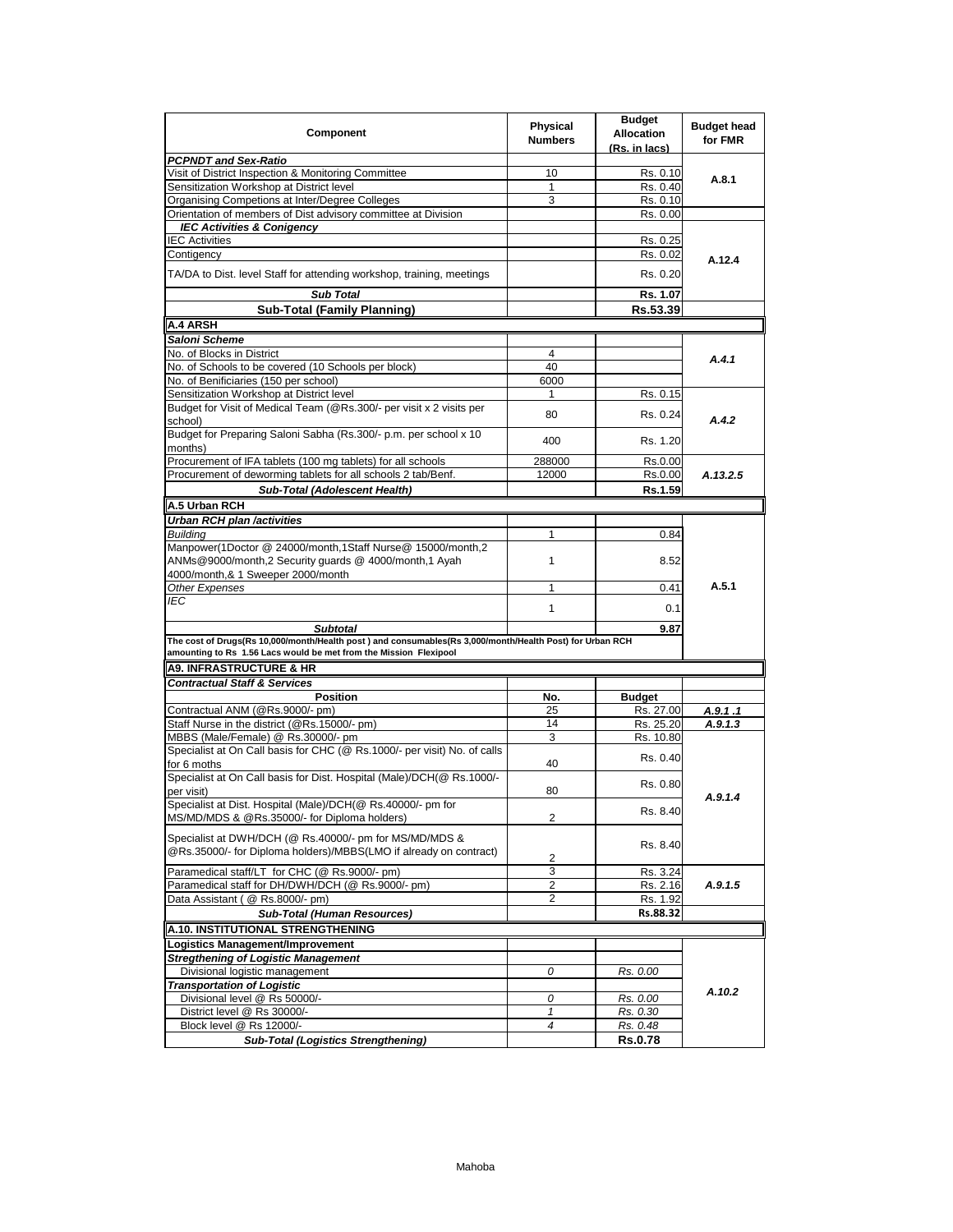| Component | Physical Numbers | Budget Allocation (Rs. in lacs) | Budget head for FMR |
|---|---|---|---|
| ***PCPNDT and Sex-Ratio*** | | | |
| Visit of District Inspection & Monitoring Committee | 10 | Rs. 0.10 | A.8.1 |
| Sensitization Workshop at District level | 1 | Rs. 0.40 | |
| Organising Competions at Inter/Degree Colleges | 3 | Rs. 0.10 | |
| Orientation of members of Dist advisory committee at Division | | Rs. 0.00 | |
| ***IEC Activities & Conigency*** | | | |
| IEC Activities | | Rs. 0.25 | A.12.4 |
| Contigency | | Rs. 0.02 | |
| TA/DA to Dist. level Staff for attending workshop, training, meetings | | Rs. 0.20 | |
| ***Sub Total*** | | **Rs. 1.07** | |
| **Sub-Total (Family Planning)** | | **Rs.53.39** | |
| **A.4 ARSH** | | | |
| ***Saloni Scheme*** | | | |
| No. of Blocks in District | 4 | | *A.4.1* |
| No. of Schools to be covered (10 Schools per block) | 40 | | |
| No. of Benificiaries (150 per school) | 6000 | | |
| Sensitization Workshop at District level | 1 | Rs. 0.15 | *A.4.2* |
| Budget for Visit of Medical Team (@Rs.300/- per visit x 2 visits per school) | 80 | Rs. 0.24 | |
| Budget for Preparing Saloni Sabha (Rs.300/- p.m. per school x 10 months) | 400 | Rs. 1.20 | |
| Procurement of IFA tablets (100 mg tablets) for all schools | 288000 | Rs.0.00 | *A.13.2.5* |
| Procurement of deworming tablets for all schools 2 tab/Benf. | 12000 | Rs.0.00 | |
| ***Sub-Total (Adolescent Health)*** | | **Rs.1.59** | |
| **A.5 Urban RCH** | | | |
| ***Urban RCH plan /activities*** | | | A.5.1 |
| *Building* | 1 | 0.84 | |
| Manpower(1Doctor @ 24000/month,1Staff Nurse@ 15000/month,2 ANMs@9000/month,2 Security guards @ 4000/month,1 Ayah 4000/month,& 1 Sweeper 2000/month | 1 | 8.52 | |
| *Other Expenses* | 1 | 0.41 | |
| *IEC* | 1 | 0.1 | |
| ***Subtotal*** | | **9.87** | |
| **The cost of Drugs(Rs 10,000/month/Health post ) and consumables(Rs 3,000/month/Health Post) for Urban RCH amounting to Rs 1.56 Lacs would be met from the Mission Flexipool** | | | |
| **A9. INFRASTRUCTURE & HR** | | | |
| ***Contractual Staff & Services*** | | | |
| **Position** | **No.** | **Budget** | |
| Contractual ANM (@Rs.9000/- pm) | 25 | Rs. 27.00 | *A.9.1 .1* |
| Staff Nurse in the district (@Rs.15000/- pm) | 14 | Rs. 25.20 | *A.9.1.3* |
| MBBS (Male/Female) @ Rs.30000/- pm | 3 | Rs. 10.80 | *A.9.1.4* |
| Specialist at On Call basis for CHC (@ Rs.1000/- per visit) No. of calls for 6 moths | 40 | Rs. 0.40 | |
| Specialist at On Call basis for Dist. Hospital (Male)/DCH(@ Rs.1000/- per visit) | 80 | Rs. 0.80 | |
| Specialist at Dist. Hospital (Male)/DCH(@ Rs.40000/- pm for MS/MD/MDS & @Rs.35000/- for Diploma holders) | 2 | Rs. 8.40 | |
| Specialist at DWH/DCH (@ Rs.40000/- pm for MS/MD/MDS & @Rs.35000/- for Diploma holders)/MBBS(LMO if already on contract) | 2 | Rs. 8.40 | |
| Paramedical staff/LT for CHC (@ Rs.9000/- pm) | 3 | Rs. 3.24 | *A.9.1.5* |
| Paramedical staff for DH/DWH/DCH (@ Rs.9000/- pm) | 2 | Rs. 2.16 | |
| Data Assistant ( @ Rs.8000/- pm) | 2 | Rs. 1.92 | |
| ***Sub-Total (Human Resources)*** | | **Rs.88.32** | |
| **A.10. INSTITUTIONAL STRENGTHENING** | | | |
| **Logistics Management/Improvement** | | | *A.10.2* |
| ***Stregthening of Logistic Management*** | | | |
| Divisional logistic management | *0* | *Rs. 0.00* | |
| ***Transportation of Logistic*** | | | |
| Divisional level @ Rs 50000/- | *0* | *Rs. 0.00* | |
| District level @ Rs 30000/- | *1* | *Rs. 0.30* | |
| Block level @ Rs 12000/- | *4* | *Rs. 0.48* | |
| ***Sub-Total (Logistics Strengthening)*** | | **Rs.0.78** | |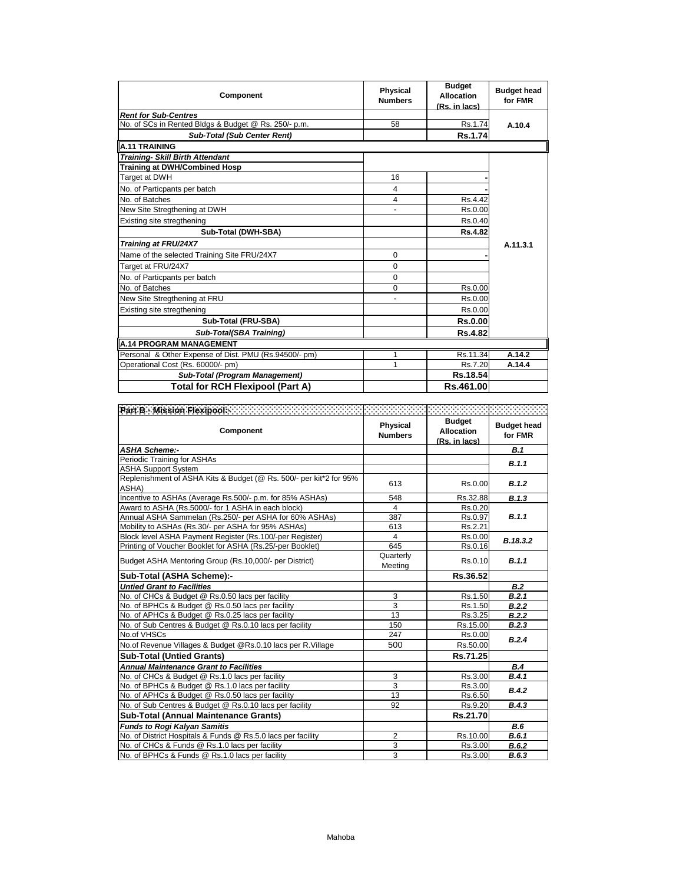| Component | Physical Numbers | Budget Allocation (Rs. in lacs) | Budget head for FMR |
|---|---|---|---|
| ***Rent for Sub-Centres*** | | | |
| No. of SCs in Rented Bldgs & Budget @ Rs. 250/- p.m. | 58 | Rs.1.74 | A.10.4 |
| ***Sub-Total (Sub Center Rent)*** | | **Rs.1.74** | |
| **A.11 TRAINING** | | | |
| ***Training- Skill Birth Attendant*** | | | A.11.3.1 |
| **Training at DWH/Combined Hosp** | | | |
| Target at DWH | 16 | - | |
| No. of Particpants per batch | 4 | - | |
| No. of Batches | 4 | Rs.4.42 | |
| New Site Stregthening at DWH | - | Rs.0.00 | |
| Existing site stregthening | | Rs.0.40 | |
| **Sub-Total (DWH-SBA)** | | **Rs.4.82** | |
| ***Training at FRU/24X7*** | | | |
| Name of the selected Training Site FRU/24X7 | 0 | - | |
| Target at FRU/24X7 | 0 | | |
| No. of Particpants per batch | 0 | | |
| No. of Batches | 0 | Rs.0.00 | |
| New Site Stregthening at FRU | - | Rs.0.00 | |
| Existing site stregthening | | Rs.0.00 | |
| **Sub-Total (FRU-SBA)** | | **Rs.0.00** | |
| ***Sub-Total(SBA Training)*** | | **Rs.4.82** | |
| **A.14 PROGRAM MANAGEMENT** | | | |
| Personal & Other Expense of Dist. PMU (Rs.94500/- pm) | 1 | Rs.11.34 | A.14.2 |
| Operational Cost (Rs. 60000/- pm) | 1 | Rs.7.20 | A.14.4 |
| ***Sub-Total (Program Management)*** | | **Rs.18.54** | |
| **Total for RCH Flexipool (Part A)** | | **Rs.461.00** | |

**Part B - Mission Flexipool:-**

| Component | Physical Numbers | Budget Allocation (Rs. in lacs) | Budget head for FMR |
|---|---|---|---|
| ***ASHA Scheme:-*** | | | ***B.1*** |
| Periodic Training for ASHAs | | | ***B.1.1*** |
| ASHA Support System | | | |
| Replenishment of ASHA Kits & Budget (@ Rs. 500/- per kit*2 for 95% ASHA) | 613 | Rs.0.00 | ***B.1.2*** |
| Incentive to ASHAs (Average Rs.500/- p.m. for 85% ASHAs) | 548 | Rs.32.88 | ***B.1.3*** |
| Award to ASHA (Rs.5000/- for 1 ASHA in each block) | 4 | Rs.0.20 | ***B.1.1*** |
| Annual ASHA Sammelan (Rs.250/- per ASHA for 60% ASHAs) | 387 | Rs.0.97 | |
| Mobility to ASHAs (Rs.30/- per ASHA for 95% ASHAs) | 613 | Rs.2.21 | |
| Block level ASHA Payment Register (Rs.100/-per Register) | 4 | Rs.0.00 | ***B.18.3.2*** |
| Printing of Voucher Booklet for ASHA (Rs.25/-per Booklet) | 645 | Rs.0.16 | |
| Budget ASHA Mentoring Group (Rs.10,000/- per District) | Quarterly Meeting | Rs.0.10 | ***B.1.1*** |
| **Sub-Total (ASHA Scheme):-** | | **Rs.36.52** | |
| ***Untied Grant to Facilities*** | | | ***B.2*** |
| No. of CHCs & Budget @ Rs.0.50 lacs per facility | 3 | Rs.1.50 | ***B.2.1*** |
| No. of BPHCs & Budget @ Rs.0.50 lacs per facility | 3 | Rs.1.50 | ***B.2.2*** |
| No. of APHCs & Budget @ Rs.0.25 lacs per facility | 13 | Rs.3.25 | ***B.2.2*** |
| No. of Sub Centres & Budget @ Rs.0.10 lacs per facility | 150 | Rs.15.00 | ***B.2.3*** |
| No.of VHSCs | 247 | Rs.0.00 | ***B.2.4*** |
| No.of Revenue Villages & Budget @Rs.0.10 lacs per R.Village | 500 | Rs.50.00 | |
| **Sub-Total (Untied Grants)** | | **Rs.71.25** | |
| ***Annual Maintenance Grant to Facilities*** | | | ***B.4*** |
| No. of CHCs & Budget @ Rs.1.0 lacs per facility | 3 | Rs.3.00 | ***B.4.1*** |
| No. of BPHCs & Budget @ Rs.1.0 lacs per facility | 3 | Rs.3.00 | ***B.4.2*** |
| No. of APHCs & Budget @ Rs.0.50 lacs per facility | 13 | Rs.6.50 | |
| No. of Sub Centres & Budget @ Rs.0.10 lacs per facility | 92 | Rs.9.20 | ***B.4.3*** |
| **Sub-Total (Annual Maintenance Grants)** | | **Rs.21.70** | |
| ***Funds to Rogi Kalyan Samitis*** | | | ***B.6*** |
| No. of District Hospitals & Funds @ Rs.5.0 lacs per facility | 2 | Rs.10.00 | ***B.6.1*** |
| No. of CHCs & Funds @ Rs.1.0 lacs per facility | 3 | Rs.3.00 | ***B.6.2*** |
| No. of BPHCs & Funds @ Rs.1.0 lacs per facility | 3 | Rs.3.00 | ***B.6.3*** |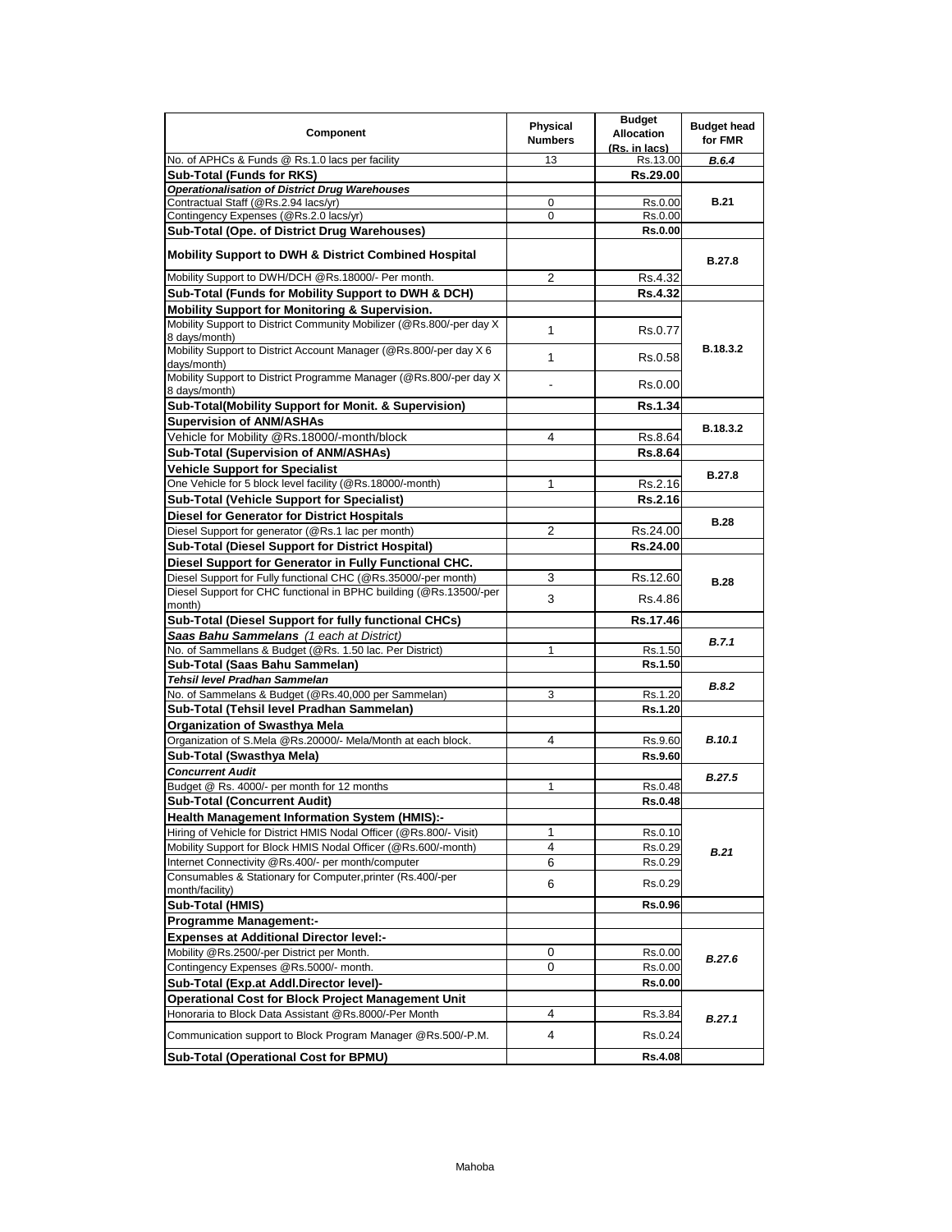| Component | Physical Numbers | Budget Allocation (Rs. in lacs) | Budget head for FMR |
|---|---|---|---|
| No. of APHCs & Funds @ Rs.1.0 lacs per facility | 13 | Rs.13.00 | *B.6.4* |
| **Sub-Total (Funds for RKS)** | | **Rs.29.00** | |
| ***Operationalisation of District Drug Warehouses*** | | | |
| Contractual Staff (@Rs.2.94 lacs/yr) | 0 | Rs.0.00 | **B.21** |
| Contingency Expenses (@Rs.2.0 lacs/yr) | 0 | Rs.0.00 | |
| **Sub-Total (Ope. of District Drug Warehouses)** | | **Rs.0.00** | |
| **Mobility Support to DWH & District Combined Hospital** | | | **B.27.8** |
| Mobility Support to DWH/DCH @Rs.18000/- Per month. | 2 | Rs.4.32 | |
| **Sub-Total (Funds for Mobility Support to DWH & DCH)** | | **Rs.4.32** | |
| **Mobility Support for Monitoring & Supervision.** | | | **B.18.3.2** |
| Mobility Support to District Community Mobilizer (@Rs.800/-per day X 8 days/month) | 1 | Rs.0.77 | |
| Mobility Support to District Account Manager (@Rs.800/-per day X 6 days/month) | 1 | Rs.0.58 | |
| Mobility Support to District Programme Manager (@Rs.800/-per day X 8 days/month) | - | Rs.0.00 | |
| **Sub-Total(Mobility Support for Monit. & Supervision)** | | **Rs.1.34** | |
| **Supervision of ANM/ASHAs** | | | **B.18.3.2** |
| Vehicle for Mobility @Rs.18000/-month/block | 4 | Rs.8.64 | |
| **Sub-Total (Supervision of ANM/ASHAs)** | | **Rs.8.64** | |
| **Vehicle Support for Specialist** | | | **B.27.8** |
| One Vehicle for 5 block level facility (@Rs.18000/-month) | 1 | Rs.2.16 | |
| **Sub-Total (Vehicle Support for Specialist)** | | **Rs.2.16** | |
| **Diesel for Generator for District Hospitals** | | | **B.28** |
| Diesel Support for generator (@Rs.1 lac per month) | 2 | Rs.24.00 | |
| **Sub-Total (Diesel Support for District Hospital)** | | **Rs.24.00** | |
| **Diesel Support for Generator in Fully Functional CHC.** | | | **B.28** |
| Diesel Support for Fully functional CHC (@Rs.35000/-per month) | 3 | Rs.12.60 | |
| Diesel Support for CHC functional in BPHC building (@Rs.13500/-per month) | 3 | Rs.4.86 | |
| **Sub-Total (Diesel Support for fully functional CHCs)** | | **Rs.17.46** | |
| ***Saas Bahu Sammelans*** *(1 each at District)* | | | ***B.7.1*** |
| No. of Sammellans & Budget (@Rs. 1.50 lac. Per District) | 1 | Rs.1.50 | |
| **Sub-Total (Saas Bahu Sammelan)** | | **Rs.1.50** | |
| ***Tehsil level Pradhan Sammelan*** | | | ***B.8.2*** |
| No. of Sammelans & Budget (@Rs.40,000 per Sammelan) | 3 | Rs.1.20 | |
| **Sub-Total (Tehsil level Pradhan Sammelan)** | | **Rs.1.20** | |
| **Organization of Swasthya Mela** | | | ***B.10.1*** |
| Organization of S.Mela @Rs.20000/- Mela/Month at each block. | 4 | Rs.9.60 | |
| **Sub-Total (Swasthya Mela)** | | **Rs.9.60** | |
| ***Concurrent Audit*** | | | ***B.27.5*** |
| Budget @ Rs. 4000/- per month for 12 months | 1 | Rs.0.48 | |
| **Sub-Total (Concurrent Audit)** | | **Rs.0.48** | |
| **Health Management Information System (HMIS):-** | | | ***B.21*** |
| Hiring of Vehicle for District HMIS Nodal Officer (@Rs.800/- Visit) | 1 | Rs.0.10 | |
| Mobility Support for Block HMIS Nodal Officer (@Rs.600/-month) | 4 | Rs.0.29 | |
| Internet Connectivity @Rs.400/- per month/computer | 6 | Rs.0.29 | |
| Consumables & Stationary for Computer,printer (Rs.400/-per month/facility) | 6 | Rs.0.29 | |
| **Sub-Total (HMIS)** | | **Rs.0.96** | |
| **Programme Management:-** | | | |
| **Expenses at Additional Director level:-** | | | ***B.27.6*** |
| Mobility @Rs.2500/-per District per Month. | 0 | Rs.0.00 | |
| Contingency Expenses @Rs.5000/- month. | 0 | Rs.0.00 | |
| **Sub-Total (Exp.at Addl.Director level)-** | | **Rs.0.00** | |
| **Operational Cost for Block Project Management Unit** | | | ***B.27.1*** |
| Honoraria to Block Data Assistant @Rs.8000/-Per Month | 4 | Rs.3.84 | |
| Communication support to Block Program Manager @Rs.500/-P.M. | 4 | Rs.0.24 | |
| **Sub-Total (Operational Cost for BPMU)** | | **Rs.4.08** | |

Mahoba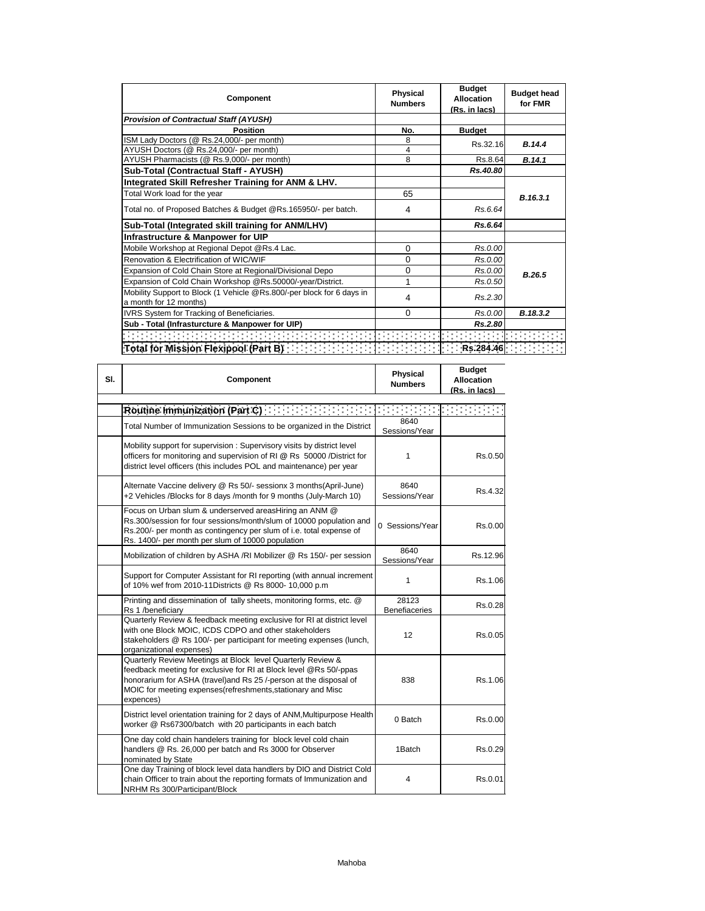| Component | Physical Numbers | Budget Allocation (Rs. in lacs) | Budget head for FMR |
|---|---|---|---|
| ***Provision of Contractual Staff (AYUSH)*** | | | |
| **Position** | **No.** | **Budget** | |
| ISM Lady Doctors (@ Rs.24,000/- per month) | 8 | Rs.32.16 | ***B.14.4*** |
| AYUSH Doctors (@ Rs.24,000/- per month) | 4 | | |
| AYUSH Pharmacists (@ Rs.9,000/- per month) | 8 | Rs.8.64 | ***B.14.1*** |
| **Sub-Total (Contractual Staff - AYUSH)** | | ***Rs.40.80*** | |
| **Integrated Skill Refresher Training for ANM & LHV.** | | | ***B.16.3.1*** |
| Total Work load for the year | 65 | | |
| Total no. of Proposed Batches & Budget @Rs.165950/- per batch. | 4 | *Rs.6.64* | |
| **Sub-Total (Integrated skill training for ANM/LHV)** | | ***Rs.6.64*** | |
| **Infrastructure & Manpower for UIP** | | | |
| Mobile Workshop at Regional Depot @Rs.4 Lac. | 0 | *Rs.0.00* | ***B.26.5*** |
| Renovation & Electrification of WIC/WIF | 0 | *Rs.0.00* | |
| Expansion of Cold Chain Store at Regional/Divisional Depo | 0 | *Rs.0.00* | |
| Expansion of Cold Chain Workshop @Rs.50000/-year/District. | 1 | *Rs.0.50* | |
| Mobility Support to Block (1 Vehicle @Rs.800/-per block for 6 days in a month for 12 months) | 4 | *Rs.2.30* | |
| IVRS System for Tracking of Beneficiaries. | 0 | *Rs.0.00* | ***B.18.3.2*** |
| **Sub - Total (Infrasturcture & Manpower for UIP)** | | ***Rs.2.80*** | |
| | | | |
| **Total for Mission Flexipool (Part B)** | | **Rs.284.46** | |

| Sl. | Component | Physical Numbers | Budget Allocation (Rs. in lacs) |
|---|---|---|---|
| | **Routine Immunization (Part C)** | | |
| | Total Number of Immunization Sessions to be organized in the District | 8640 Sessions/Year | |
| | Mobility support for supervision : Supervisory visits by district level officers for monitoring and supervision of RI @ Rs 50000 /District for district level officers (this includes POL and maintenance) per year | 1 | Rs.0.50 |
| | Alternate Vaccine delivery @ Rs 50/- sessionx 3 months(April-June) +2 Vehicles /Blocks for 8 days /month for 9 months (July-March 10) | 8640 Sessions/Year | Rs.4.32 |
| | Focus on Urban slum & underserved areasHiring an ANM @ Rs.300/session for four sessions/month/slum of 10000 population and Rs.200/- per month as contingency per slum of i.e. total expense of Rs. 1400/- per month per slum of 10000 population | 0 Sessions/Year | Rs.0.00 |
| | Mobilization of children by ASHA /RI Mobilizer @ Rs 150/- per session | 8640 Sessions/Year | Rs.12.96 |
| | Support for Computer Assistant for RI reporting (with annual increment of 10% wef from 2010-11Districts @ Rs 8000- 10,000 p.m | 1 | Rs.1.06 |
| | Printing and dissemination of tally sheets, monitoring forms, etc. @ Rs 1 /beneficiary | 28123 Benefiaceries | Rs.0.28 |
| | Quarterly Review & feedback meeting exclusive for RI at district level with one Block MOIC, ICDS CDPO and other stakeholders stakeholders @ Rs 100/- per participant for meeting expenses (lunch, organizational expenses) | 12 | Rs.0.05 |
| | Quarterly Review Meetings at Block level Quarterly Review & feedback meeting for exclusive for RI at Block level @Rs 50/-ppas honorarium for ASHA (travel)and Rs 25 /-person at the disposal of MOIC for meeting expenses(refreshments,stationary and Misc expences) | 838 | Rs.1.06 |
| | District level orientation training for 2 days of ANM,Multipurpose Health worker @ Rs67300/batch with 20 participants in each batch | 0 Batch | Rs.0.00 |
| | One day cold chain handelers training for block level cold chain handlers @ Rs. 26,000 per batch and Rs 3000 for Observer nominated by State | 1Batch | Rs.0.29 |
| | One day Training of block level data handlers by DIO and District Cold chain Officer to train about the reporting formats of Immunization and NRHM Rs 300/Participant/Block | 4 | Rs.0.01 |

Mahoba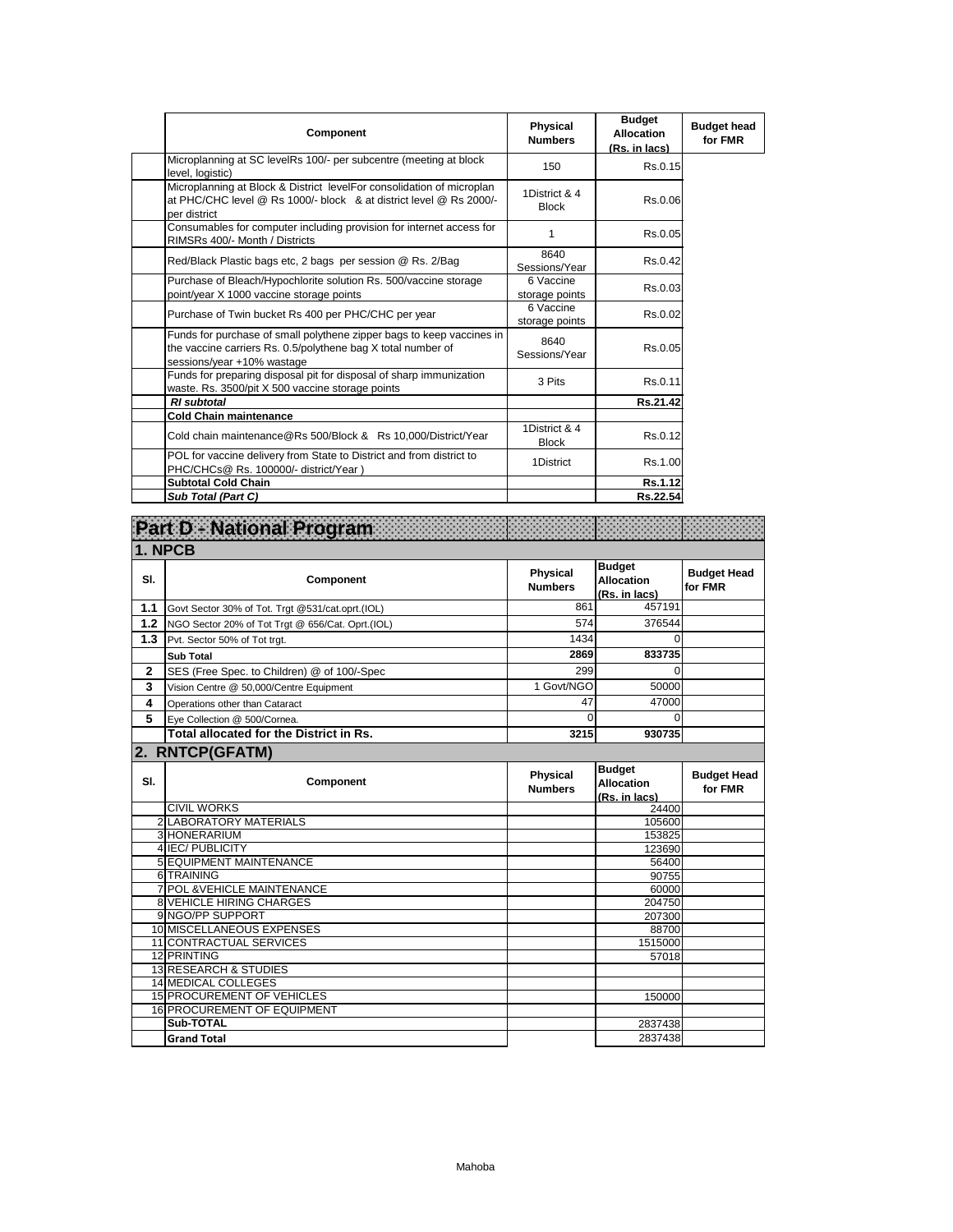| Component | Physical Numbers | Budget Allocation (Rs. in lacs) | Budget head for FMR |
|---|---|---|---|
| Microplanning at SC levelRs 100/- per subcentre (meeting at block level, logistic) | 150 | Rs.0.15 | |
| Microplanning at Block & District levelFor consolidation of microplan at PHC/CHC level @ Rs 1000/- block & at district level @ Rs 2000/- per district | 1District & 4 Block | Rs.0.06 | |
| Consumables for computer including provision for internet access for RIMSRs 400/- Month / Districts | 1 | Rs.0.05 | |
| Red/Black Plastic bags etc, 2 bags per session @ Rs. 2/Bag | 8640 Sessions/Year | Rs.0.42 | |
| Purchase of Bleach/Hypochlorite solution Rs. 500/vaccine storage point/year X 1000 vaccine storage points | 6 Vaccine storage points | Rs.0.03 | |
| Purchase of Twin bucket Rs 400 per PHC/CHC per year | 6 Vaccine storage points | Rs.0.02 | |
| Funds for purchase of small polythene zipper bags to keep vaccines in the vaccine carriers Rs. 0.5/polythene bag X total number of sessions/year +10% wastage | 8640 Sessions/Year | Rs.0.05 | |
| Funds for preparing disposal pit for disposal of sharp immunization waste. Rs. 3500/pit X 500 vaccine storage points | 3 Pits | Rs.0.11 | |
| ***RI subtotal*** | | **Rs.21.42** | |
| **Cold Chain maintenance** | | | |
| Cold chain maintenance@Rs 500/Block & Rs 10,000/District/Year | 1District & 4 Block | Rs.0.12 | |
| POL for vaccine delivery from State to District and from district to PHC/CHCs@ Rs. 100000/- district/Year ) | 1District | Rs.1.00 | |
| **Subtotal Cold Chain** | | **Rs.1.12** | |
| ***Sub Total (Part C)*** | | **Rs.22.54** | |

# Part D - National Program

## 1. NPCB

| Sl. | Component | Physical Numbers | Budget Allocation (Rs. in lacs) | Budget Head for FMR |
|---|---|---|---|---|
| 1.1 | Govt Sector 30% of Tot. Trgt @531/cat.oprt.(IOL) | 861 | 457191 | |
| 1.2 | NGO Sector 20% of Tot Trgt @ 656/Cat. Oprt.(IOL) | 574 | 376544 | |
| 1.3 | Pvt. Sector 50% of Tot trgt. | 1434 | 0 | |
| | **Sub Total** | **2869** | **833735** | |
| 2 | SES (Free Spec. to Children) @ of 100/-Spec | 299 | 0 | |
| 3 | Vision Centre @ 50,000/Centre Equipment | 1 Govt/NGO | 50000 | |
| 4 | Operations other than Cataract | 47 | 47000 | |
| 5 | Eye Collection @ 500/Cornea. | 0 | 0 | |
| | **Total allocated for the District in Rs.** | **3215** | **930735** | |

## 2. RNTCP(GFATM)

| Sl. | Component | Physical Numbers | Budget Allocation (Rs. in lacs) | Budget Head for FMR |
|---|---|---|---|---|
| | CIVIL WORKS | | 24400 | |
| 2 | LABORATORY MATERIALS | | 105600 | |
| 3 | HONERARIUM | | 153825 | |
| 4 | IEC/ PUBLICITY | | 123690 | |
| 5 | EQUIPMENT MAINTENANCE | | 56400 | |
| 6 | TRAINING | | 90755 | |
| 7 | POL &VEHICLE MAINTENANCE | | 60000 | |
| 8 | VEHICLE HIRING CHARGES | | 204750 | |
| 9 | NGO/PP SUPPORT | | 207300 | |
| 10 | MISCELLANEOUS EXPENSES | | 88700 | |
| 11 | CONTRACTUAL SERVICES | | 1515000 | |
| 12 | PRINTING | | 57018 | |
| 13 | RESEARCH & STUDIES | | | |
| 14 | MEDICAL COLLEGES | | | |
| 15 | PROCUREMENT OF VEHICLES | | 150000 | |
| 16 | PROCUREMENT OF EQUIPMENT | | | |
| | **Sub-TOTAL** | | 2837438 | |
| | **Grand Total** | | 2837438 | |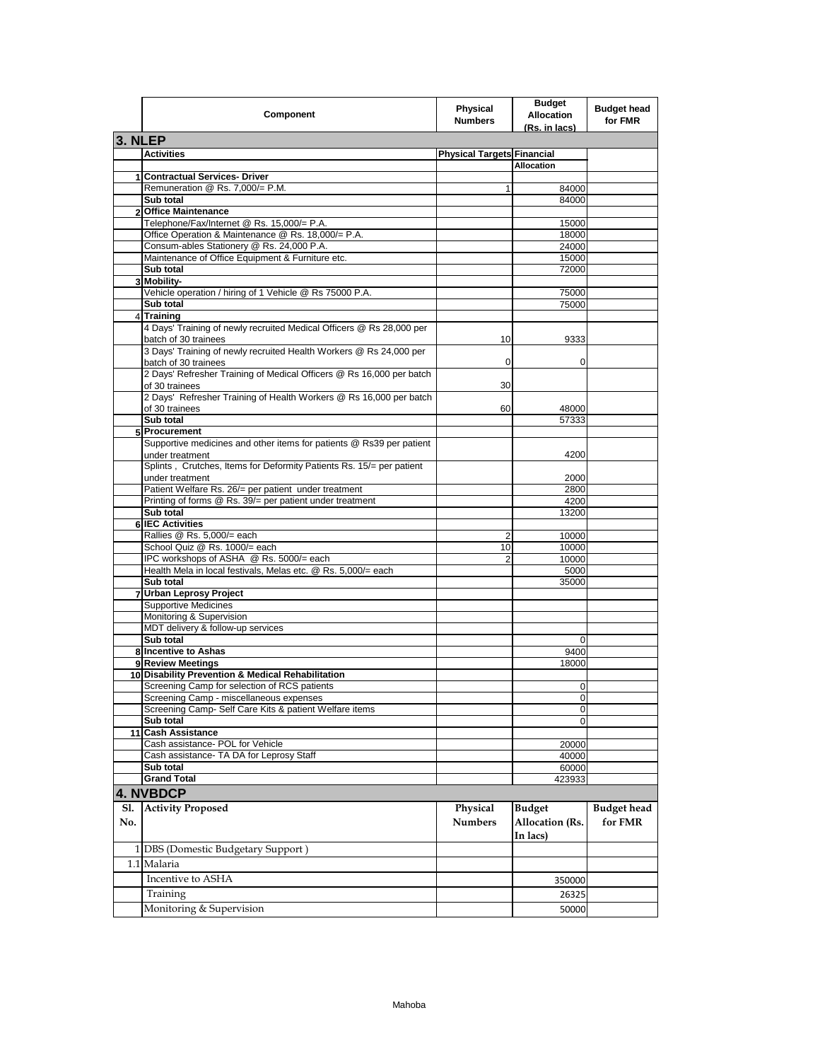| | Component | Physical Numbers | Budget Allocation (Rs. in lacs) | Budget head for FMR |
|---|---|---|---|---|
| **3. NLEP** | | | | |
| | **Activities** | **Physical Targets** | **Financial Allocation** | |
| 1 | **Contractual Services- Driver** | | | |
| | Remuneration @ Rs. 7,000/= P.M. | 1 | 84000 | |
| | **Sub total** | | 84000 | |
| 2 | **Office Maintenance** | | | |
| | Telephone/Fax/Internet @ Rs. 15,000/= P.A. | | 15000 | |
| | Office Operation & Maintenance @ Rs. 18,000/= P.A. | | 18000 | |
| | Consum-ables Stationery @ Rs. 24,000 P.A. | | 24000 | |
| | Maintenance of Office Equipment & Furniture etc. | | 15000 | |
| | **Sub total** | | 72000 | |
| 3 | **Mobility-** | | | |
| | Vehicle operation / hiring of 1 Vehicle @ Rs 75000 P.A. | | 75000 | |
| | **Sub total** | | 75000 | |
| 4 | **Training** | | | |
| | 4 Days' Training of newly recruited Medical Officers @ Rs 28,000 per batch of 30 trainees | 10 | 9333 | |
| | 3 Days' Training of newly recruited Health Workers @ Rs 24,000 per batch of 30 trainees | 0 | 0 | |
| | 2 Days' Refresher Training of Medical Officers @ Rs 16,000 per batch of 30 trainees | 30 | | |
| | 2 Days' Refresher Training of Health Workers @ Rs 16,000 per batch of 30 trainees | 60 | 48000 | |
| | **Sub total** | | 57333 | |
| 5 | **Procurement** | | | |
| | Supportive medicines and other items for patients @ Rs39 per patient under treatment | | 4200 | |
| | Splints , Crutches, Items for Deformity Patients Rs. 15/= per patient under treatment | | 2000 | |
| | Patient Welfare Rs. 26/= per patient under treatment | | 2800 | |
| | Printing of forms @ Rs. 39/= per patient under treatment | | 4200 | |
| | **Sub total** | | 13200 | |
| 6 | **IEC Activities** | | | |
| | Rallies @ Rs. 5,000/= each | 2 | 10000 | |
| | School Quiz @ Rs. 1000/= each | 10 | 10000 | |
| | IPC workshops of ASHA @ Rs. 5000/= each | 2 | 10000 | |
| | Health Mela in local festivals, Melas etc. @ Rs. 5,000/= each | | 5000 | |
| | **Sub total** | | 35000 | |
| 7 | **Urban Leprosy Project** | | | |
| | Supportive Medicines | | | |
| | Monitoring & Supervision | | | |
| | MDT delivery & follow-up services | | | |
| | **Sub total** | | 0 | |
| 8 | **Incentive to Ashas** | | 9400 | |
| 9 | **Review Meetings** | | 18000 | |
| 10 | **Disability Prevention & Medical Rehabilitation** | | | |
| | Screening Camp for selection of RCS patients | | 0 | |
| | Screening Camp - miscellaneous expenses | | 0 | |
| | Screening Camp- Self Care Kits & patient Welfare items | | 0 | |
| | **Sub total** | | 0 | |
| 11 | **Cash Assistance** | | | |
| | Cash assistance- POL for Vehicle | | 20000 | |
| | Cash assistance- TA DA for Leprosy Staff | | 40000 | |
| | **Sub total** | | 60000 | |
| | **Grand Total** | | 423933 | |
| **4. NVBDCP** | | | | |
| **Sl. No.** | **Activity Proposed** | **Physical Numbers** | **Budget Allocation (Rs. In lacs)** | **Budget head for FMR** |
| 1 | DBS (Domestic Budgetary Support ) | | | |
| 1.1 | Malaria | | | |
| | Incentive to ASHA | | 350000 | |
| | Training | | 26325 | |
| | Monitoring & Supervision | | 50000 | |

Mahoba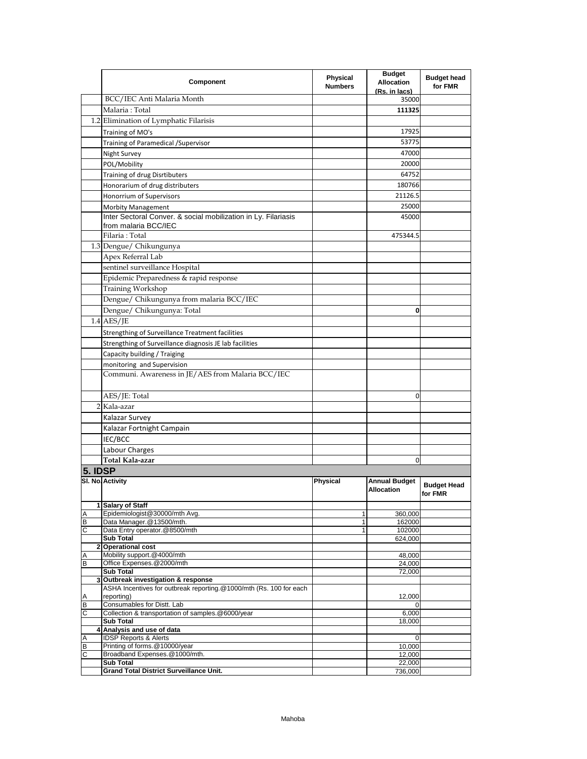| | Component | Physical Numbers | Budget Allocation (Rs. in lacs) | Budget head for FMR |
|---|---|---|---|---|
| | BCC/IEC Anti Malaria Month | | 35000 | |
| | Malaria : Total | | **111325** | |
| 1.2 | Elimination of Lymphatic Filarisis | | | |
| | Training of MO's | | 17925 | |
| | Training of Paramedical /Supervisor | | 53775 | |
| | Night Survey | | 47000 | |
| | POL/Mobility | | 20000 | |
| | Training of drug Disrtibuters | | 64752 | |
| | Honorarium of drug distributers | | 180766 | |
| | Honorrium of Supervisors | | 21126.5 | |
| | Morbity Management | | 25000 | |
| | Inter Sectoral Conver. & social mobilization in Ly. Filariasis from malaria BCC/IEC | | 45000 | |
| | Filaria : Total | | 475344.5 | |
| 1.3 | Dengue/ Chikungunya | | | |
| | Apex Referral Lab | | | |
| | sentinel surveillance Hospital | | | |
| | Epidemic Preparedness & rapid response | | | |
| | Training Workshop | | | |
| | Dengue/ Chikungunya from malaria BCC/IEC | | | |
| | Dengue/ Chikungunya: Total | | **0** | |
| 1.4 | AES/JE | | | |
| | Strengthing of Surveillance Treatment facilities | | | |
| | Strengthing of Surveillance diagnosis JE lab facilities | | | |
| | Capacity building / Traiging | | | |
| | monitoring and Supervision | | | |
| | Communi. Awareness in JE/AES from Malaria BCC/IEC | | | |
| | AES/JE: Total | | 0 | |
| 2 | Kala-azar | | | |
| | Kalazar Survey | | | |
| | Kalazar Fortnight Campain | | | |
| | IEC/BCC | | | |
| | Labour Charges | | | |
| | **Total Kala-azar** | | 0 | |

## 5. IDSP

| Sl. No. | Activity | Physical | Annual Budget Allocation | Budget Head for FMR |
|---|---|---|---|---|
| 1 | **Salary of Staff** | | | |
| A | Epidemiologist@30000/mth Avg. | 1 | 360,000 | |
| B | Data Manager.@13500/mth. | 1 | 162000 | |
| C | Data Entry operator.@8500/mth | 1 | 102000 | |
| | **Sub Total** | | 624,000 | |
| 2 | **Operational cost** | | | |
| A | Mobility support.@4000/mth | | 48,000 | |
| B | Office Expenses.@2000/mth | | 24,000 | |
| | **Sub Total** | | 72,000 | |
| 3 | **Outbreak investigation & response** | | | |
| A | ASHA Incentives for outbreak reporting.@1000/mth (Rs. 100 for each reporting) | | 12,000 | |
| B | Consumables for Distt. Lab | | 0 | |
| C | Collection & transportation of samples.@6000/year | | 6,000 | |
| | **Sub Total** | | 18,000 | |
| 4 | **Analysis and use of data** | | | |
| A | IDSP Reports & Alerts | | 0 | |
| B | Printing of forms.@10000/year | | 10,000 | |
| C | Broadband Expenses.@1000/mth. | | 12,000 | |
| | **Sub Total** | | 22,000 | |
| | **Grand Total District Surveillance Unit.** | | 736,000 | |